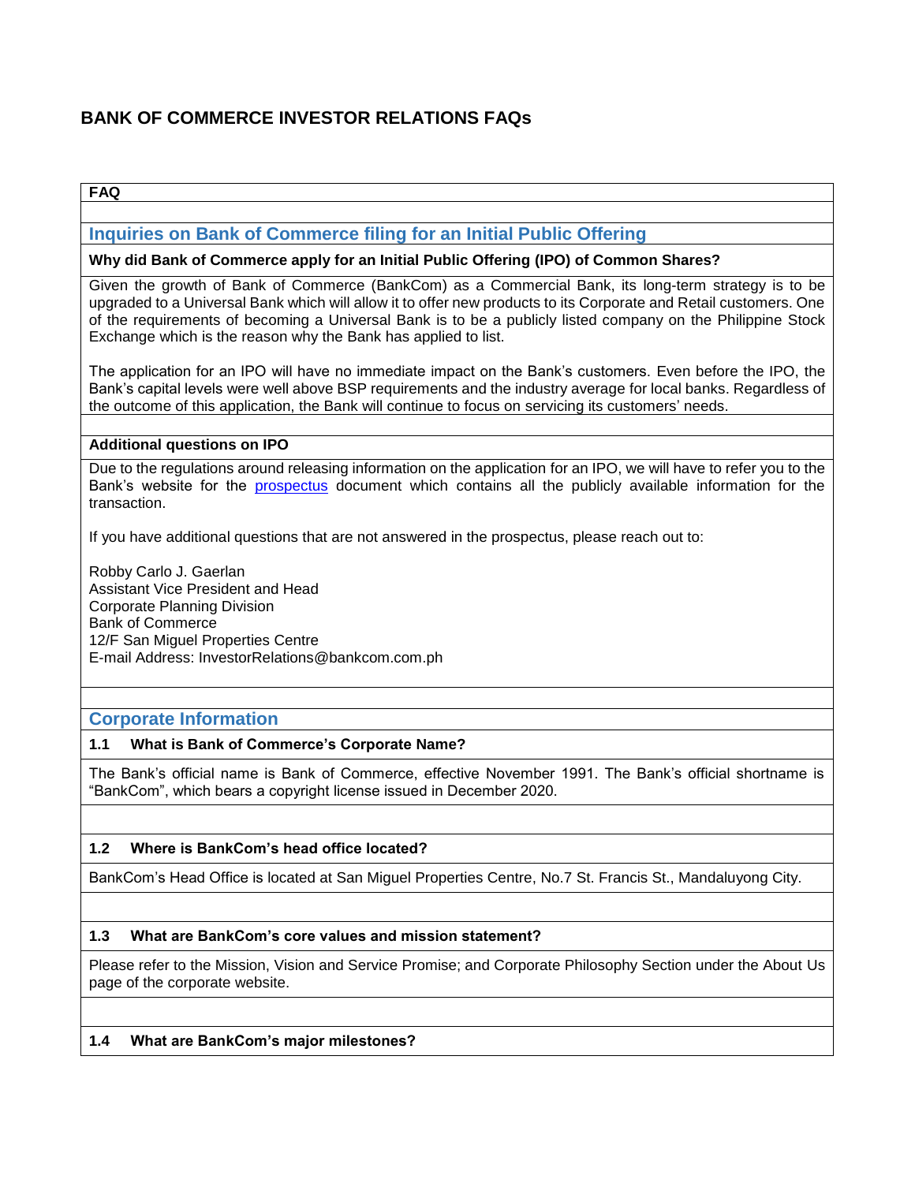# BANK OF COMMERCE INVESTOR RELATIONS FAQs

**FAQ**

## Inquiries on Bank of Commerce filing for an Initial Public Offering

**Why did Bank of Commerce apply for an Initial Public Offering (IPO) of Common Shares?**

Given the growth of Bank of Commerce (BankCom) as a Commercial Bank, its long-term strategy is to be upgraded to a Universal Bank which will allow it to offer new products to its Corporate and Retail customers. One of the requirements of becoming a Universal Bank is to be a publicly listed company on the Philippine Stock Exchange which is the reason why the Bank has applied to list.

The application for an IPO will have no immediate impact on the Bank's customers. Even before the IPO, the Bank's capital levels were well above BSP requirements and the industry average for local banks. Regardless of the outcome of this application, the Bank will continue to focus on servicing its customers' needs.

**Additional questions on IPO**

Due to the regulations around releasing information on the application for an IPO, we will have to refer you to the Bank's website for the prospectus document which contains all the publicly available information for the transaction.

If you have additional questions that are not answered in the prospectus, please reach out to:

Robby Carlo J. Gaerlan
Assistant Vice President and Head
Corporate Planning Division
Bank of Commerce
12/F San Miguel Properties Centre
E-mail Address: InvestorRelations@bankcom.com.ph

## Corporate Information

**1.1 What is Bank of Commerce's Corporate Name?**

The Bank's official name is Bank of Commerce, effective November 1991. The Bank's official shortname is "BankCom", which bears a copyright license issued in December 2020.

**1.2 Where is BankCom's head office located?**

BankCom's Head Office is located at San Miguel Properties Centre, No.7 St. Francis St., Mandaluyong City.

**1.3 What are BankCom's core values and mission statement?**

Please refer to the Mission, Vision and Service Promise; and Corporate Philosophy Section under the About Us page of the corporate website.

**1.4 What are BankCom's major milestones?**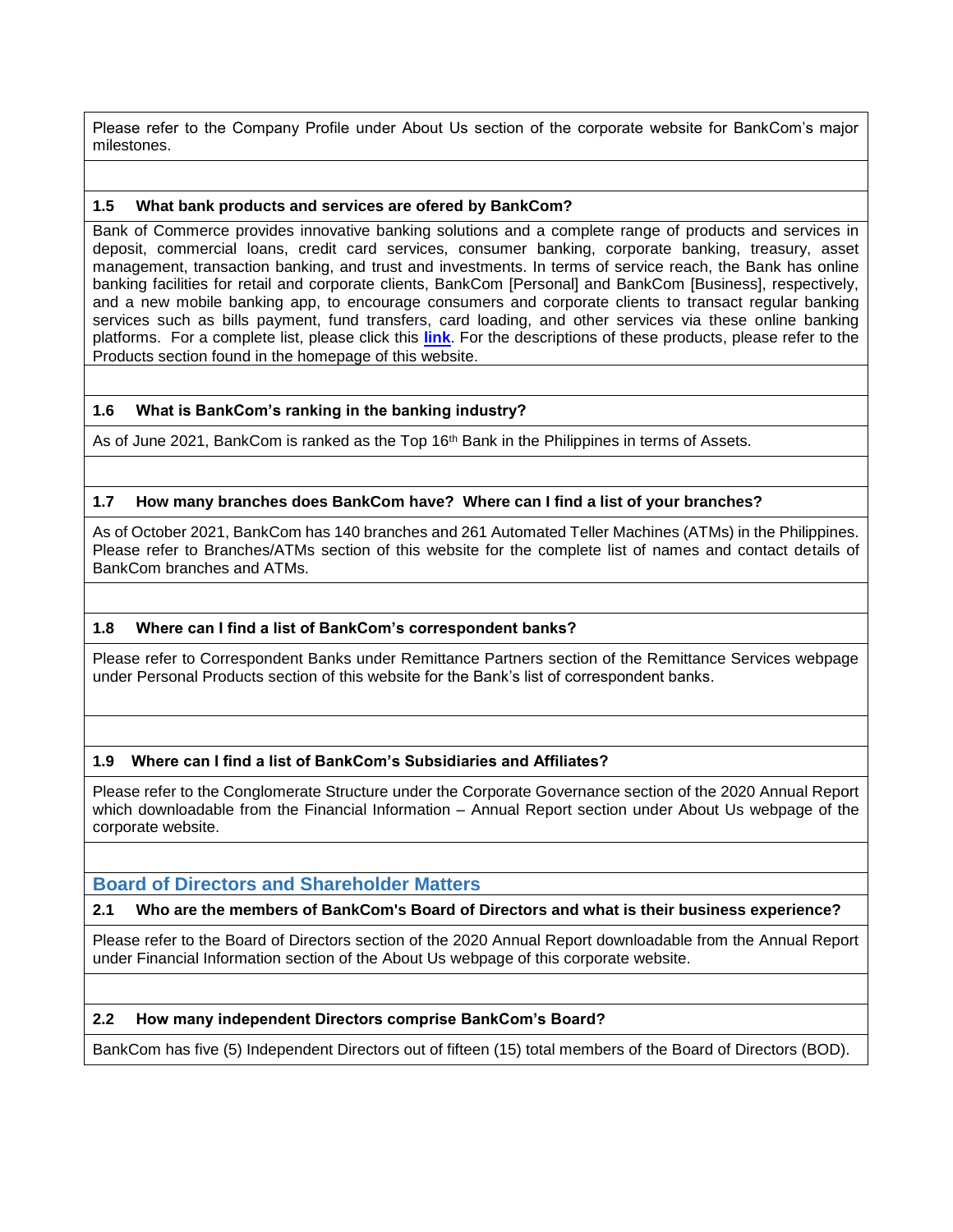Please refer to the Company Profile under About Us section of the corporate website for BankCom's major milestones.

**1.5 What bank products and services are ofered by BankCom?**

Bank of Commerce provides innovative banking solutions and a complete range of products and services in deposit, commercial loans, credit card services, consumer banking, corporate banking, treasury, asset management, transaction banking, and trust and investments. In terms of service reach, the Bank has online banking facilities for retail and corporate clients, BankCom [Personal] and BankCom [Business], respectively, and a new mobile banking app, to encourage consumers and corporate clients to transact regular banking services such as bills payment, fund transfers, card loading, and other services via these online banking platforms. For a complete list, please click this **link**. For the descriptions of these products, please refer to the Products section found in the homepage of this website.

**1.6 What is BankCom's ranking in the banking industry?**

As of June 2021, BankCom is ranked as the Top 16th Bank in the Philippines in terms of Assets.

**1.7 How many branches does BankCom have? Where can I find a list of your branches?**

As of October 2021, BankCom has 140 branches and 261 Automated Teller Machines (ATMs) in the Philippines. Please refer to Branches/ATMs section of this website for the complete list of names and contact details of BankCom branches and ATMs.

**1.8 Where can I find a list of BankCom's correspondent banks?**

Please refer to Correspondent Banks under Remittance Partners section of the Remittance Services webpage under Personal Products section of this website for the Bank's list of correspondent banks.

**1.9 Where can I find a list of BankCom's Subsidiaries and Affiliates?**

Please refer to the Conglomerate Structure under the Corporate Governance section of the 2020 Annual Report which downloadable from the Financial Information – Annual Report section under About Us webpage of the corporate website.

## Board of Directors and Shareholder Matters

**2.1 Who are the members of BankCom's Board of Directors and what is their business experience?**

Please refer to the Board of Directors section of the 2020 Annual Report downloadable from the Annual Report under Financial Information section of the About Us webpage of this corporate website.

**2.2 How many independent Directors comprise BankCom's Board?**

BankCom has five (5) Independent Directors out of fifteen (15) total members of the Board of Directors (BOD).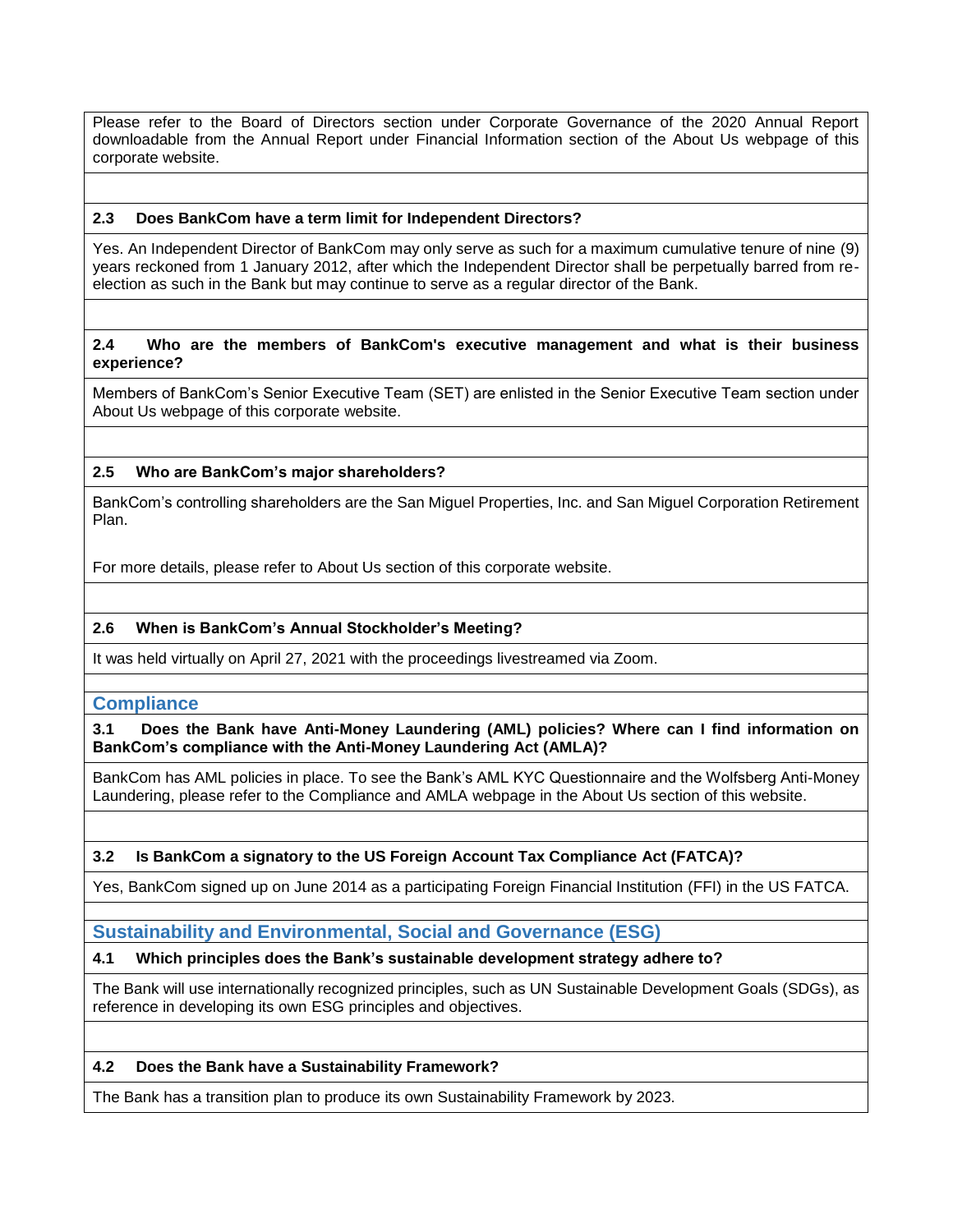Please refer to the Board of Directors section under Corporate Governance of the 2020 Annual Report downloadable from the Annual Report under Financial Information section of the About Us webpage of this corporate website.

**2.3 Does BankCom have a term limit for Independent Directors?**

Yes. An Independent Director of BankCom may only serve as such for a maximum cumulative tenure of nine (9) years reckoned from 1 January 2012, after which the Independent Director shall be perpetually barred from re-election as such in the Bank but may continue to serve as a regular director of the Bank.

**2.4 Who are the members of BankCom's executive management and what is their business experience?**

Members of BankCom's Senior Executive Team (SET) are enlisted in the Senior Executive Team section under About Us webpage of this corporate website.

**2.5 Who are BankCom's major shareholders?**

BankCom's controlling shareholders are the San Miguel Properties, Inc. and San Miguel Corporation Retirement Plan.

For more details, please refer to About Us section of this corporate website.

**2.6 When is BankCom's Annual Stockholder's Meeting?**

It was held virtually on April 27, 2021 with the proceedings livestreamed via Zoom.

## Compliance

**3.1 Does the Bank have Anti-Money Laundering (AML) policies? Where can I find information on BankCom's compliance with the Anti-Money Laundering Act (AMLA)?**

BankCom has AML policies in place. To see the Bank's AML KYC Questionnaire and the Wolfsberg Anti-Money Laundering, please refer to the Compliance and AMLA webpage in the About Us section of this website.

**3.2 Is BankCom a signatory to the US Foreign Account Tax Compliance Act (FATCA)?**

Yes, BankCom signed up on June 2014 as a participating Foreign Financial Institution (FFI) in the US FATCA.

## Sustainability and Environmental, Social and Governance (ESG)

**4.1 Which principles does the Bank's sustainable development strategy adhere to?**

The Bank will use internationally recognized principles, such as UN Sustainable Development Goals (SDGs), as reference in developing its own ESG principles and objectives.

**4.2 Does the Bank have a Sustainability Framework?**

The Bank has a transition plan to produce its own Sustainability Framework by 2023.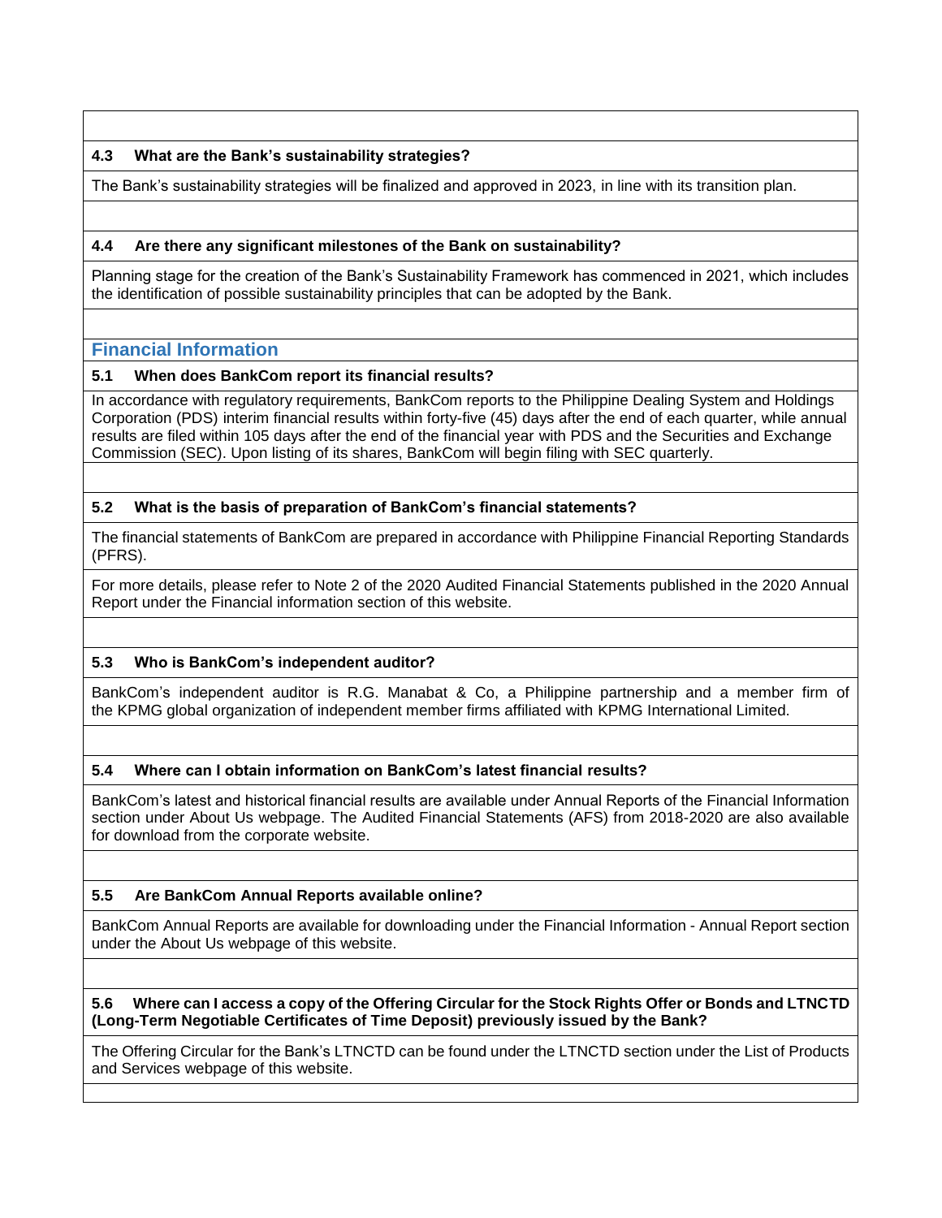#### 4.3 What are the Bank's sustainability strategies?

The Bank's sustainability strategies will be finalized and approved in 2023, in line with its transition plan.

#### 4.4 Are there any significant milestones of the Bank on sustainability?

Planning stage for the creation of the Bank's Sustainability Framework has commenced in 2021, which includes the identification of possible sustainability principles that can be adopted by the Bank.

## Financial Information

#### 5.1 When does BankCom report its financial results?

In accordance with regulatory requirements, BankCom reports to the Philippine Dealing System and Holdings Corporation (PDS) interim financial results within forty-five (45) days after the end of each quarter, while annual results are filed within 105 days after the end of the financial year with PDS and the Securities and Exchange Commission (SEC). Upon listing of its shares, BankCom will begin filing with SEC quarterly.

#### 5.2 What is the basis of preparation of BankCom's financial statements?

The financial statements of BankCom are prepared in accordance with Philippine Financial Reporting Standards (PFRS).

For more details, please refer to Note 2 of the 2020 Audited Financial Statements published in the 2020 Annual Report under the Financial information section of this website.

#### 5.3 Who is BankCom's independent auditor?

BankCom's independent auditor is R.G. Manabat & Co, a Philippine partnership and a member firm of the KPMG global organization of independent member firms affiliated with KPMG International Limited.

#### 5.4 Where can I obtain information on BankCom's latest financial results?

BankCom's latest and historical financial results are available under Annual Reports of the Financial Information section under About Us webpage. The Audited Financial Statements (AFS) from 2018-2020 are also available for download from the corporate website.

#### 5.5 Are BankCom Annual Reports available online?

BankCom Annual Reports are available for downloading under the Financial Information - Annual Report section under the About Us webpage of this website.

#### 5.6 Where can I access a copy of the Offering Circular for the Stock Rights Offer or Bonds and LTNCTD (Long-Term Negotiable Certificates of Time Deposit) previously issued by the Bank?

The Offering Circular for the Bank's LTNCTD can be found under the LTNCTD section under the List of Products and Services webpage of this website.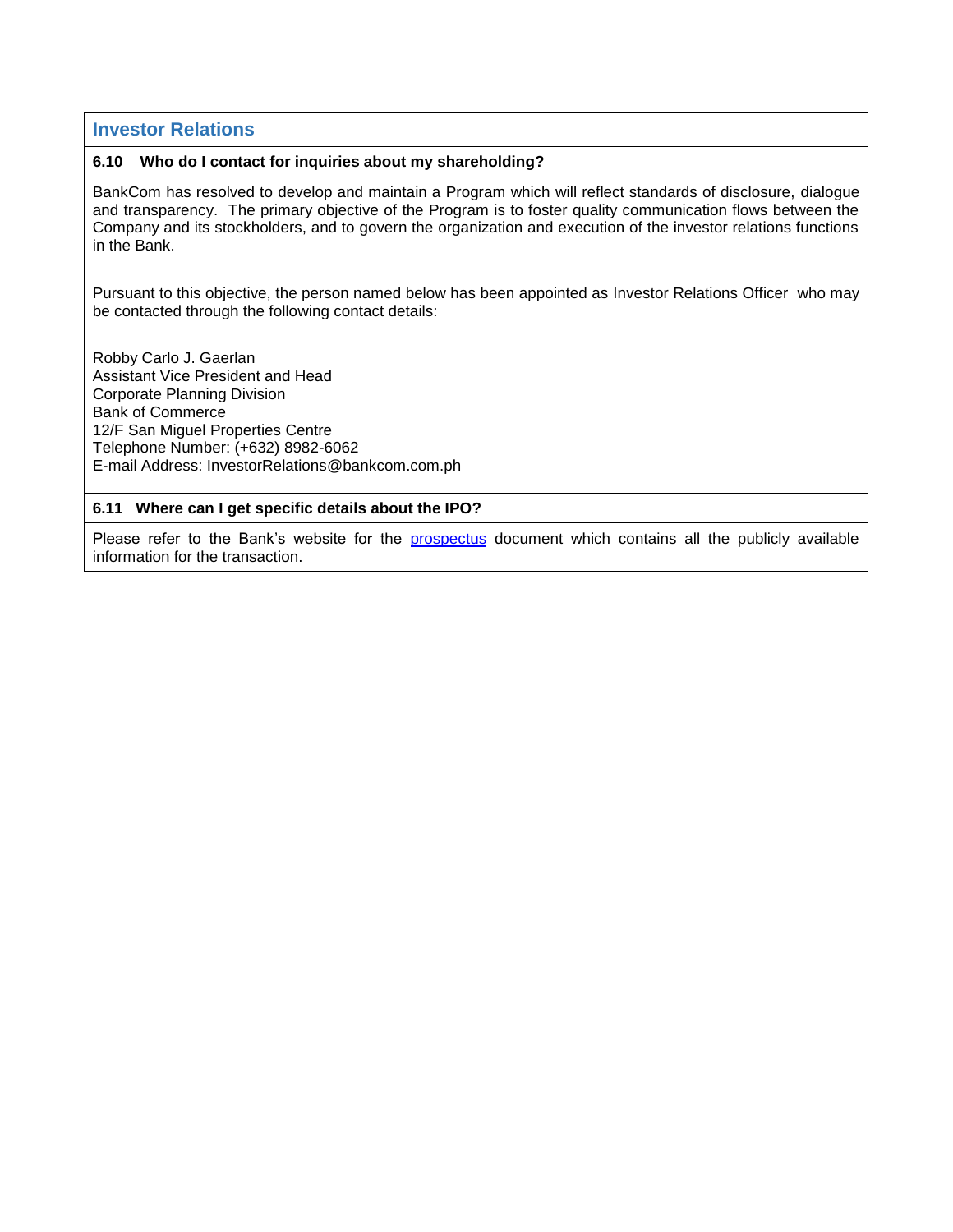## Investor Relations

### 6.10 Who do I contact for inquiries about my shareholding?

BankCom has resolved to develop and maintain a Program which will reflect standards of disclosure, dialogue and transparency. The primary objective of the Program is to foster quality communication flows between the Company and its stockholders, and to govern the organization and execution of the investor relations functions in the Bank.

Pursuant to this objective, the person named below has been appointed as Investor Relations Officer who may be contacted through the following contact details:

Robby Carlo J. Gaerlan
Assistant Vice President and Head
Corporate Planning Division
Bank of Commerce
12/F San Miguel Properties Centre
Telephone Number: (+632) 8982-6062
E-mail Address: InvestorRelations@bankcom.com.ph

### 6.11 Where can I get specific details about the IPO?

Please refer to the Bank's website for the prospectus document which contains all the publicly available information for the transaction.